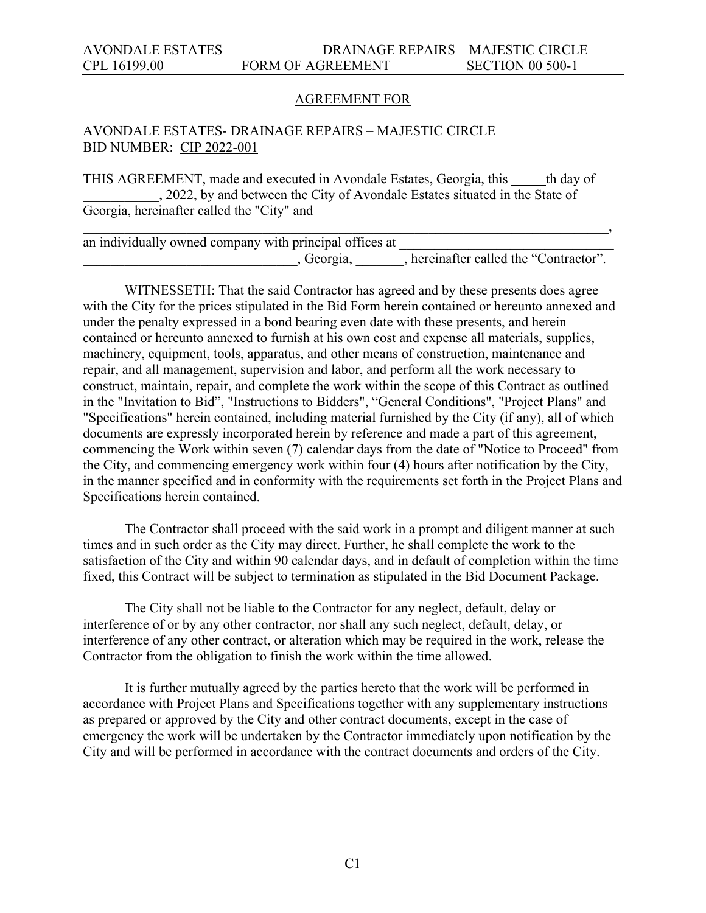## AGREEMENT FOR

AVONDALE ESTATES- DRAINAGE REPAIRS – MAJESTIC CIRCLE
BID NUMBER: CIP 2022-001

THIS AGREEMENT, made and executed in Avondale Estates, Georgia, this _____th day of ___________, 2022, by and between the City of Avondale Estates situated in the State of Georgia, hereinafter called the "City" and ________________________________________________________________________________, an individually owned company with principal offices at ______________________________ ______________________________, Georgia, _______, hereinafter called the "Contractor".

WITNESSETH: That the said Contractor has agreed and by these presents does agree with the City for the prices stipulated in the Bid Form herein contained or hereunto annexed and under the penalty expressed in a bond bearing even date with these presents, and herein contained or hereunto annexed to furnish at his own cost and expense all materials, supplies, machinery, equipment, tools, apparatus, and other means of construction, maintenance and repair, and all management, supervision and labor, and perform all the work necessary to construct, maintain, repair, and complete the work within the scope of this Contract as outlined in the "Invitation to Bid", "Instructions to Bidders", "General Conditions", "Project Plans" and "Specifications" herein contained, including material furnished by the City (if any), all of which documents are expressly incorporated herein by reference and made a part of this agreement, commencing the Work within seven (7) calendar days from the date of "Notice to Proceed" from the City, and commencing emergency work within four (4) hours after notification by the City, in the manner specified and in conformity with the requirements set forth in the Project Plans and Specifications herein contained.

The Contractor shall proceed with the said work in a prompt and diligent manner at such times and in such order as the City may direct. Further, he shall complete the work to the satisfaction of the City and within 90 calendar days, and in default of completion within the time fixed, this Contract will be subject to termination as stipulated in the Bid Document Package.

The City shall not be liable to the Contractor for any neglect, default, delay or interference of or by any other contractor, nor shall any such neglect, default, delay, or interference of any other contract, or alteration which may be required in the work, release the Contractor from the obligation to finish the work within the time allowed.

It is further mutually agreed by the parties hereto that the work will be performed in accordance with Project Plans and Specifications together with any supplementary instructions as prepared or approved by the City and other contract documents, except in the case of emergency the work will be undertaken by the Contractor immediately upon notification by the City and will be performed in accordance with the contract documents and orders of the City.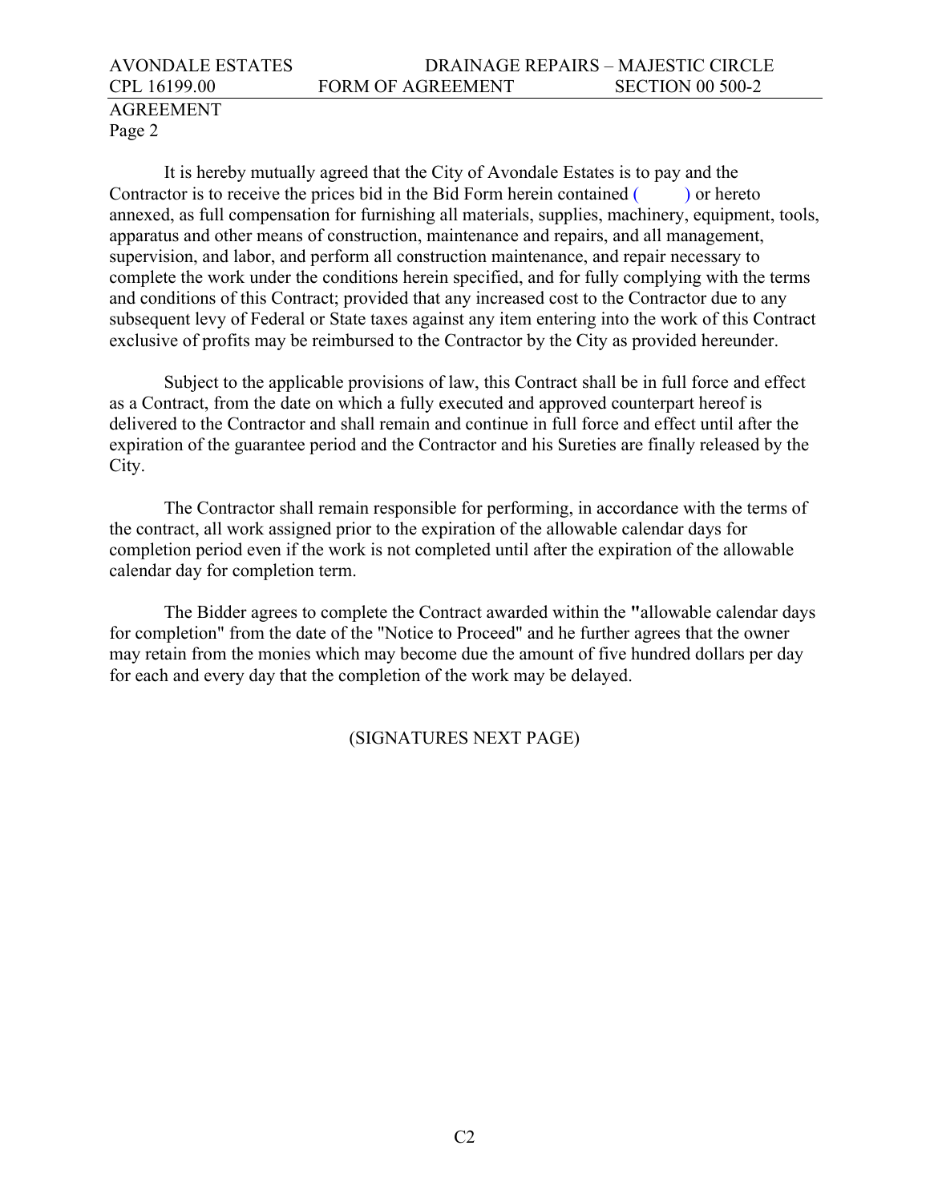AGREEMENT
Page 2

It is hereby mutually agreed that the City of Avondale Estates is to pay and the Contractor is to receive the prices bid in the Bid Form herein contained (        ) or hereto annexed, as full compensation for furnishing all materials, supplies, machinery, equipment, tools, apparatus and other means of construction, maintenance and repairs, and all management, supervision, and labor, and perform all construction maintenance, and repair necessary to complete the work under the conditions herein specified, and for fully complying with the terms and conditions of this Contract; provided that any increased cost to the Contractor due to any subsequent levy of Federal or State taxes against any item entering into the work of this Contract exclusive of profits may be reimbursed to the Contractor by the City as provided hereunder.

Subject to the applicable provisions of law, this Contract shall be in full force and effect as a Contract, from the date on which a fully executed and approved counterpart hereof is delivered to the Contractor and shall remain and continue in full force and effect until after the expiration of the guarantee period and the Contractor and his Sureties are finally released by the City.

The Contractor shall remain responsible for performing, in accordance with the terms of the contract, all work assigned prior to the expiration of the allowable calendar days for completion period even if the work is not completed until after the expiration of the allowable calendar day for completion term.

The Bidder agrees to complete the Contract awarded within the **"**allowable calendar days for completion" from the date of the "Notice to Proceed" and he further agrees that the owner may retain from the monies which may become due the amount of five hundred dollars per day for each and every day that the completion of the work may be delayed.

(SIGNATURES NEXT PAGE)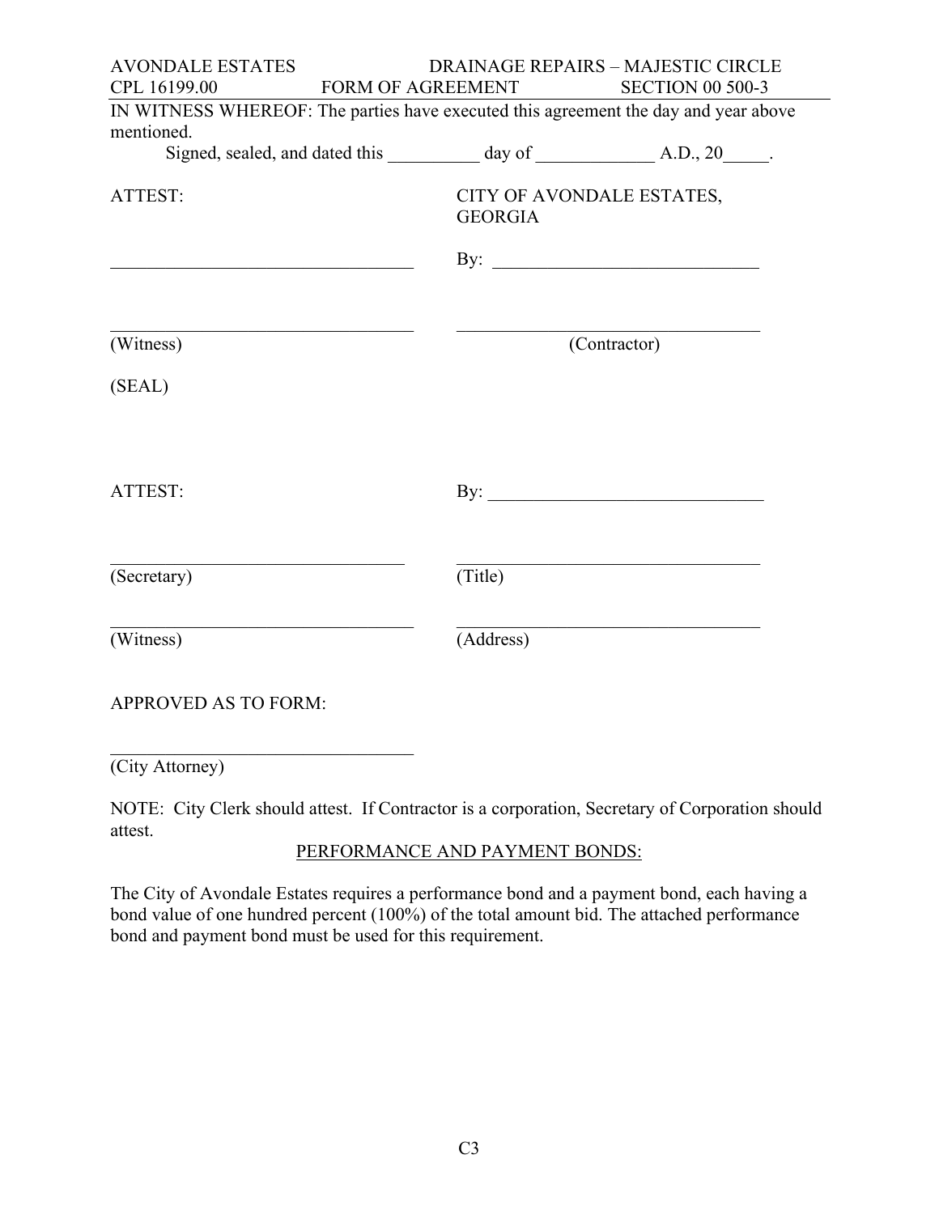IN WITNESS WHEREOF: The parties have executed this agreement the day and year above mentioned.

Signed, sealed, and dated this __________ day of _____________ A.D., 20_____.

| ATTEST: | CITY OF AVONDALE ESTATES, GEORGIA |
| --- | --- |
| _________________________________ | By: _____________________________ |
| _________________________________ | _________________________________ |
| (Witness) | (Contractor) |
| (SEAL) | |
| ATTEST: | By: _____________________________ |
| _________________________________ | _________________________________ |
| (Secretary) | (Title) |
| _________________________________ | _________________________________ |
| (Witness) | (Address) |

APPROVED AS TO FORM:

_________________________________

(City Attorney)

NOTE: City Clerk should attest. If Contractor is a corporation, Secretary of Corporation should attest.

PERFORMANCE AND PAYMENT BONDS:

The City of Avondale Estates requires a performance bond and a payment bond, each having a bond value of one hundred percent (100%) of the total amount bid. The attached performance bond and payment bond must be used for this requirement.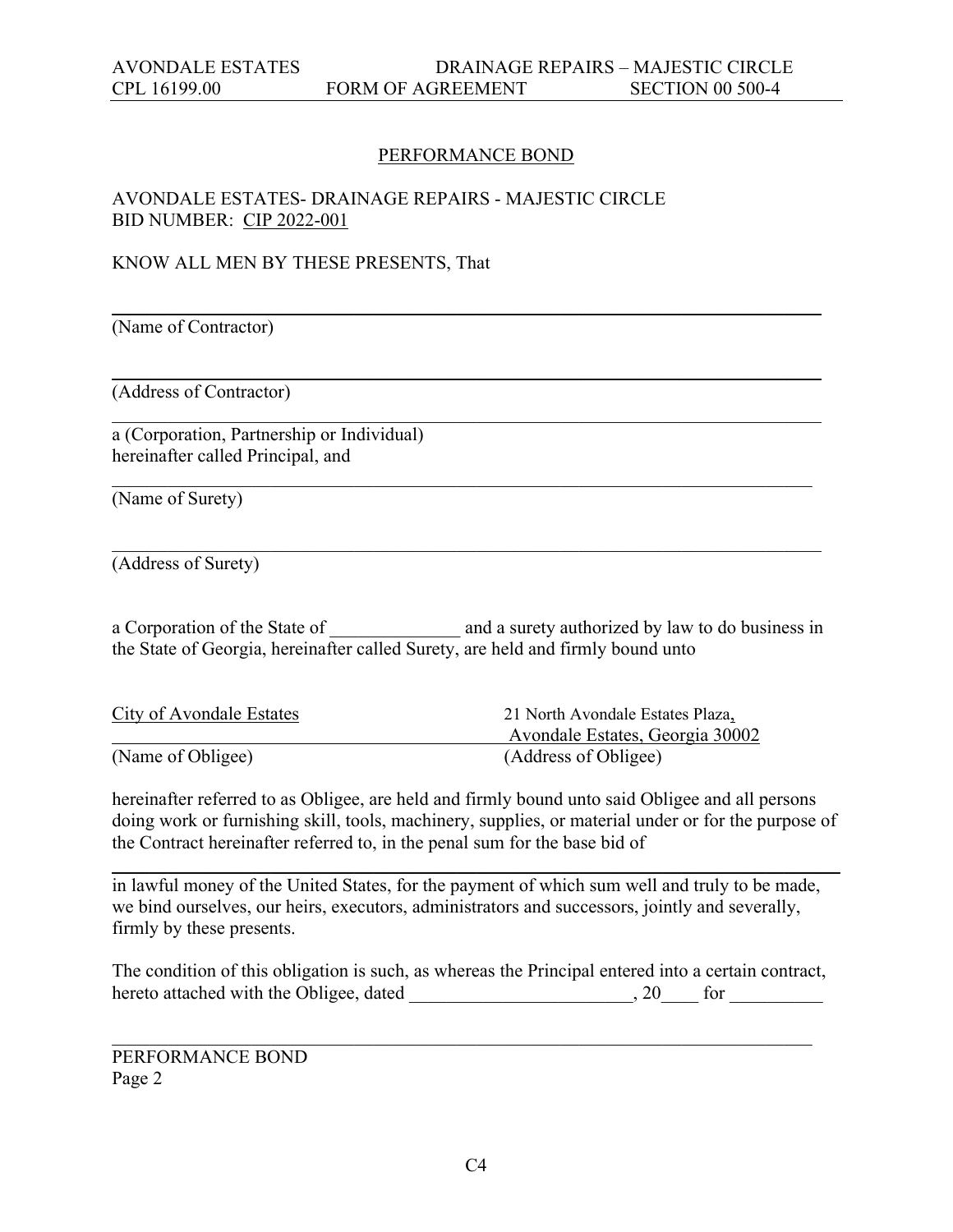## PERFORMANCE BOND

AVONDALE ESTATES- DRAINAGE REPAIRS - MAJESTIC CIRCLE
BID NUMBER: CIP 2022-001

KNOW ALL MEN BY THESE PRESENTS, That

______________________________________________________________________
(Name of Contractor)

______________________________________________________________________
(Address of Contractor)

______________________________________________________________________
a (Corporation, Partnership or Individual)
hereinafter called Principal, and

______________________________________________________________________
(Name of Surety)

______________________________________________________________________
(Address of Surety)

a Corporation of the State of ______________ and a surety authorized by law to do business in the State of Georgia, hereinafter called Surety, are held and firmly bound unto

| City of Avondale Estates | 21 North Avondale Estates Plaza, Avondale Estates, Georgia 30002 |
|---|---|
| (Name of Obligee) | (Address of Obligee) |

hereinafter referred to as Obligee, are held and firmly bound unto said Obligee and all persons doing work or furnishing skill, tools, machinery, supplies, or material under or for the purpose of the Contract hereinafter referred to, in the penal sum for the base bid of

______________________________________________________________________
in lawful money of the United States, for the payment of which sum well and truly to be made, we bind ourselves, our heirs, executors, administrators and successors, jointly and severally, firmly by these presents.

The condition of this obligation is such, as whereas the Principal entered into a certain contract, hereto attached with the Obligee, dated ________________________, 20____ for __________

______________________________________________________________________
PERFORMANCE BOND
Page 2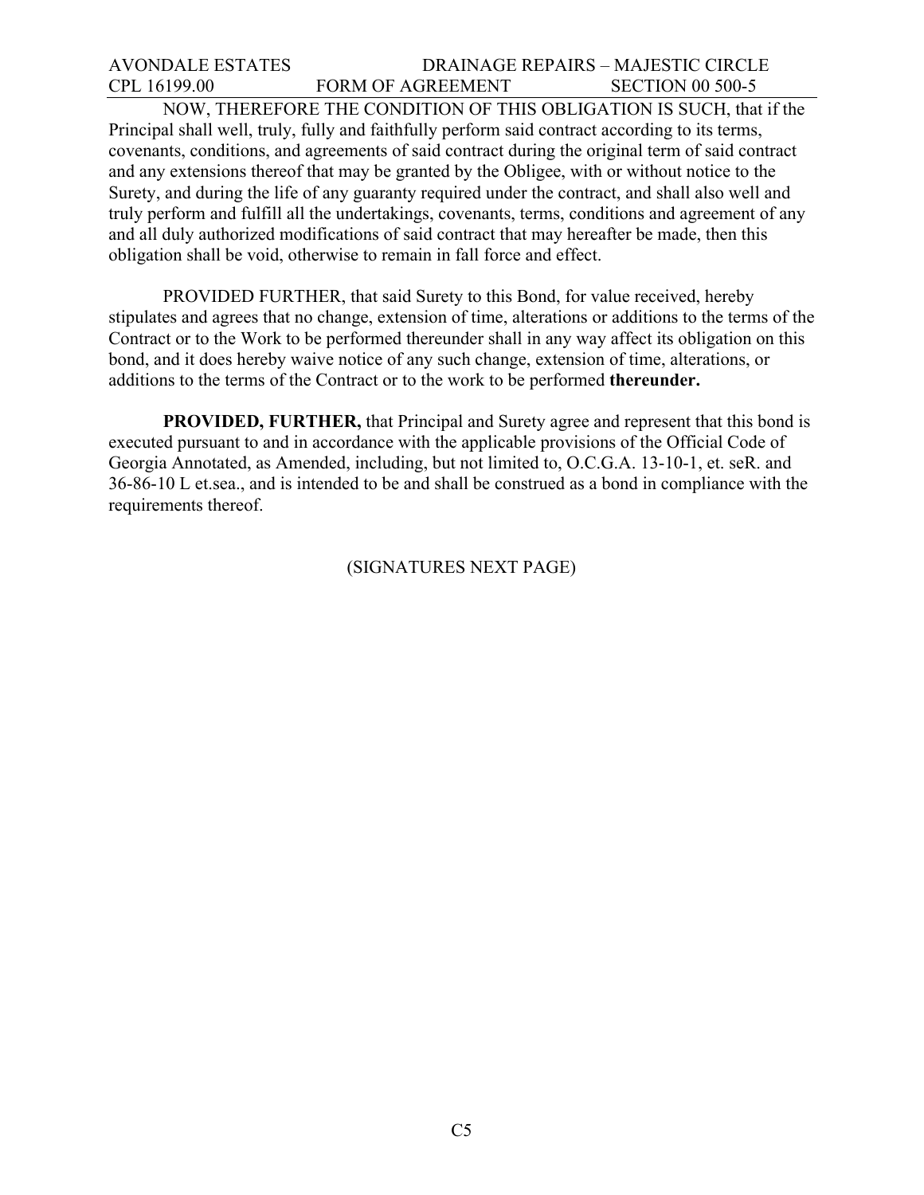NOW, THEREFORE THE CONDITION OF THIS OBLIGATION IS SUCH, that if the Principal shall well, truly, fully and faithfully perform said contract according to its terms, covenants, conditions, and agreements of said contract during the original term of said contract and any extensions thereof that may be granted by the Obligee, with or without notice to the Surety, and during the life of any guaranty required under the contract, and shall also well and truly perform and fulfill all the undertakings, covenants, terms, conditions and agreement of any and all duly authorized modifications of said contract that may hereafter be made, then this obligation shall be void, otherwise to remain in fall force and effect.

PROVIDED FURTHER, that said Surety to this Bond, for value received, hereby stipulates and agrees that no change, extension of time, alterations or additions to the terms of the Contract or to the Work to be performed thereunder shall in any way affect its obligation on this bond, and it does hereby waive notice of any such change, extension of time, alterations, or additions to the terms of the Contract or to the work to be performed **thereunder.**

**PROVIDED, FURTHER,** that Principal and Surety agree and represent that this bond is executed pursuant to and in accordance with the applicable provisions of the Official Code of Georgia Annotated, as Amended, including, but not limited to, O.C.G.A. 13-10-1, et. seR. and 36-86-10 L et.sea., and is intended to be and shall be construed as a bond in compliance with the requirements thereof.

(SIGNATURES NEXT PAGE)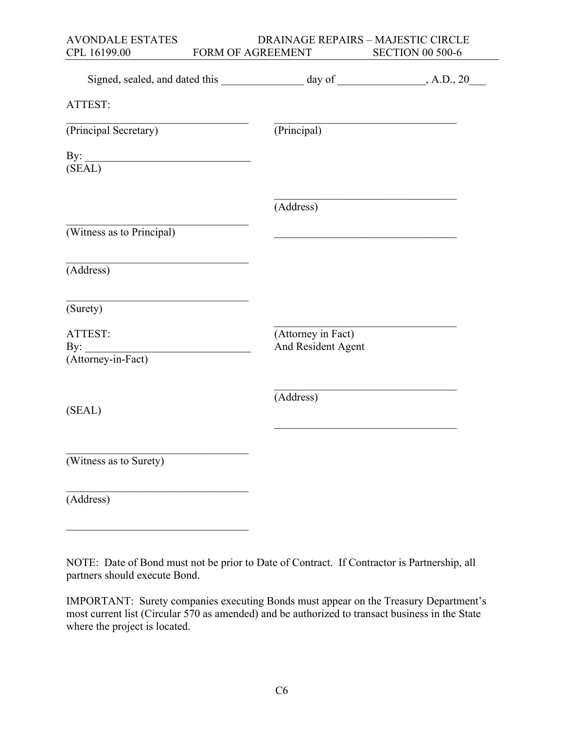Signed, sealed, and dated this _______________ day of ________________, A.D., 20___

ATTEST:

| | |
|---|---|
| _________________________________ | _________________________________ |
| (Principal Secretary) | (Principal) |
| By: ______________________________ | |
| (SEAL) | |
| | _________________________________ |
| | (Address) |
| _________________________________ | |
| (Witness as to Principal) | _________________________________ |
| _________________________________ | |
| (Address) | |
| _________________________________ | |
| (Surety) | |
| | _________________________________ |
| ATTEST: | (Attorney in Fact) |
| By: ______________________________ | And Resident Agent |
| (Attorney-in-Fact) | |
| | _________________________________ |
| | (Address) |
| (SEAL) | |
| | _________________________________ |
| _________________________________ | |
| (Witness as to Surety) | |
| _________________________________ | |
| (Address) | |
| _________________________________ | |

NOTE: Date of Bond must not be prior to Date of Contract. If Contractor is Partnership, all partners should execute Bond.

IMPORTANT: Surety companies executing Bonds must appear on the Treasury Department's most current list (Circular 570 as amended) and be authorized to transact business in the State where the project is located.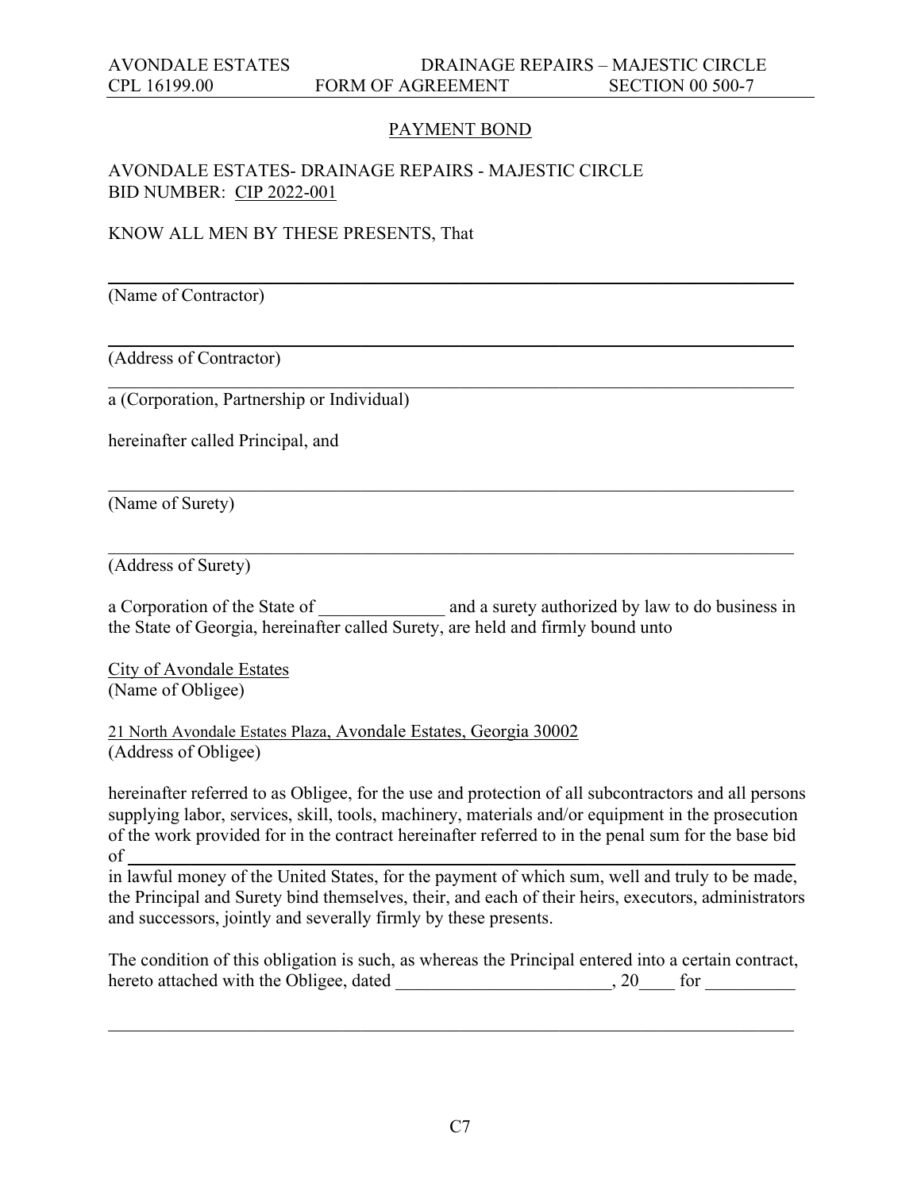## PAYMENT BOND

AVONDALE ESTATES- DRAINAGE REPAIRS - MAJESTIC CIRCLE
BID NUMBER: CIP 2022-001

KNOW ALL MEN BY THESE PRESENTS, That

\_\_\_\_\_\_\_\_\_\_\_\_\_\_\_\_\_\_\_\_\_\_\_\_\_\_\_\_\_\_\_\_\_\_\_\_\_\_\_\_\_\_\_\_\_\_\_\_\_\_\_\_\_\_\_\_\_\_\_\_\_\_\_\_\_\_\_\_\_\_\_\_
(Name of Contractor)

\_\_\_\_\_\_\_\_\_\_\_\_\_\_\_\_\_\_\_\_\_\_\_\_\_\_\_\_\_\_\_\_\_\_\_\_\_\_\_\_\_\_\_\_\_\_\_\_\_\_\_\_\_\_\_\_\_\_\_\_\_\_\_\_\_\_\_\_\_\_\_\_
(Address of Contractor)

\_\_\_\_\_\_\_\_\_\_\_\_\_\_\_\_\_\_\_\_\_\_\_\_\_\_\_\_\_\_\_\_\_\_\_\_\_\_\_\_\_\_\_\_\_\_\_\_\_\_\_\_\_\_\_\_\_\_\_\_\_\_\_\_\_\_\_\_\_\_\_\_
a (Corporation, Partnership or Individual)

hereinafter called Principal, and

\_\_\_\_\_\_\_\_\_\_\_\_\_\_\_\_\_\_\_\_\_\_\_\_\_\_\_\_\_\_\_\_\_\_\_\_\_\_\_\_\_\_\_\_\_\_\_\_\_\_\_\_\_\_\_\_\_\_\_\_\_\_\_\_\_\_\_\_\_\_\_\_
(Name of Surety)

\_\_\_\_\_\_\_\_\_\_\_\_\_\_\_\_\_\_\_\_\_\_\_\_\_\_\_\_\_\_\_\_\_\_\_\_\_\_\_\_\_\_\_\_\_\_\_\_\_\_\_\_\_\_\_\_\_\_\_\_\_\_\_\_\_\_\_\_\_\_\_\_
(Address of Surety)

a Corporation of the State of \_\_\_\_\_\_\_\_\_\_\_\_\_\_ and a surety authorized by law to do business in the State of Georgia, hereinafter called Surety, are held and firmly bound unto

City of Avondale Estates
(Name of Obligee)

21 North Avondale Estates Plaza, Avondale Estates, Georgia 30002
(Address of Obligee)

hereinafter referred to as Obligee, for the use and protection of all subcontractors and all persons supplying labor, services, skill, tools, machinery, materials and/or equipment in the prosecution of the work provided for in the contract hereinafter referred to in the penal sum for the base bid of \_\_\_\_\_\_\_\_\_\_\_\_\_\_\_\_\_\_\_\_\_\_\_\_\_\_\_\_\_\_\_\_\_\_\_\_\_\_\_\_\_\_\_\_\_\_\_\_\_\_\_\_\_\_\_\_\_\_\_\_\_\_\_\_\_\_\_\_\_\_
in lawful money of the United States, for the payment of which sum, well and truly to be made, the Principal and Surety bind themselves, their, and each of their heirs, executors, administrators and successors, jointly and severally firmly by these presents.

The condition of this obligation is such, as whereas the Principal entered into a certain contract, hereto attached with the Obligee, dated \_\_\_\_\_\_\_\_\_\_\_\_\_\_\_\_\_\_\_\_\_\_\_\_, 20\_\_\_\_ for \_\_\_\_\_\_\_\_\_\_

\_\_\_\_\_\_\_\_\_\_\_\_\_\_\_\_\_\_\_\_\_\_\_\_\_\_\_\_\_\_\_\_\_\_\_\_\_\_\_\_\_\_\_\_\_\_\_\_\_\_\_\_\_\_\_\_\_\_\_\_\_\_\_\_\_\_\_\_\_\_\_\_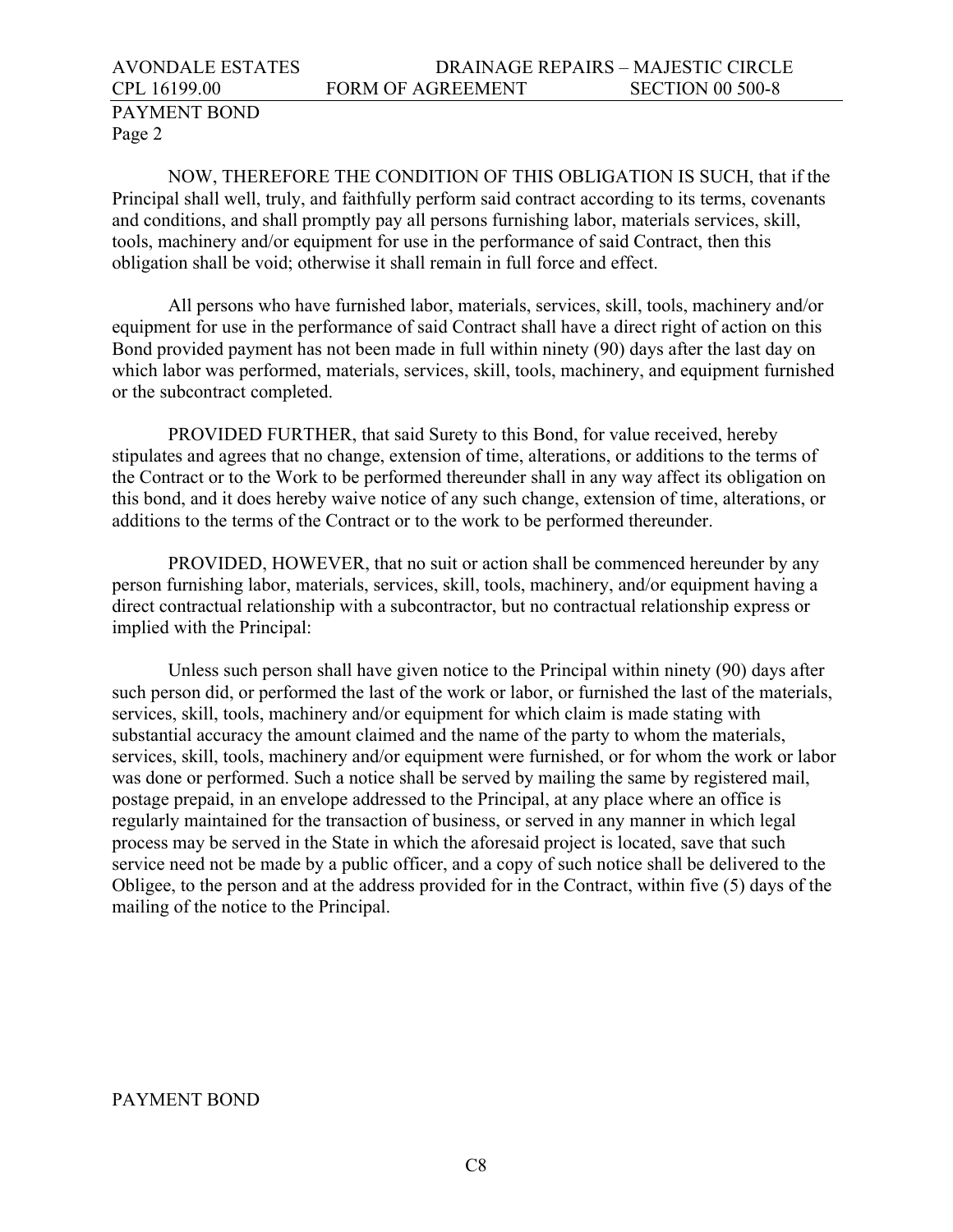PAYMENT BOND
Page 2

NOW, THEREFORE THE CONDITION OF THIS OBLIGATION IS SUCH, that if the Principal shall well, truly, and faithfully perform said contract according to its terms, covenants and conditions, and shall promptly pay all persons furnishing labor, materials services, skill, tools, machinery and/or equipment for use in the performance of said Contract, then this obligation shall be void; otherwise it shall remain in full force and effect.

All persons who have furnished labor, materials, services, skill, tools, machinery and/or equipment for use in the performance of said Contract shall have a direct right of action on this Bond provided payment has not been made in full within ninety (90) days after the last day on which labor was performed, materials, services, skill, tools, machinery, and equipment furnished or the subcontract completed.

PROVIDED FURTHER, that said Surety to this Bond, for value received, hereby stipulates and agrees that no change, extension of time, alterations, or additions to the terms of the Contract or to the Work to be performed thereunder shall in any way affect its obligation on this bond, and it does hereby waive notice of any such change, extension of time, alterations, or additions to the terms of the Contract or to the work to be performed thereunder.

PROVIDED, HOWEVER, that no suit or action shall be commenced hereunder by any person furnishing labor, materials, services, skill, tools, machinery, and/or equipment having a direct contractual relationship with a subcontractor, but no contractual relationship express or implied with the Principal:

Unless such person shall have given notice to the Principal within ninety (90) days after such person did, or performed the last of the work or labor, or furnished the last of the materials, services, skill, tools, machinery and/or equipment for which claim is made stating with substantial accuracy the amount claimed and the name of the party to whom the materials, services, skill, tools, machinery and/or equipment were furnished, or for whom the work or labor was done or performed. Such a notice shall be served by mailing the same by registered mail, postage prepaid, in an envelope addressed to the Principal, at any place where an office is regularly maintained for the transaction of business, or served in any manner in which legal process may be served in the State in which the aforesaid project is located, save that such service need not be made by a public officer, and a copy of such notice shall be delivered to the Obligee, to the person and at the address provided for in the Contract, within five (5) days of the mailing of the notice to the Principal.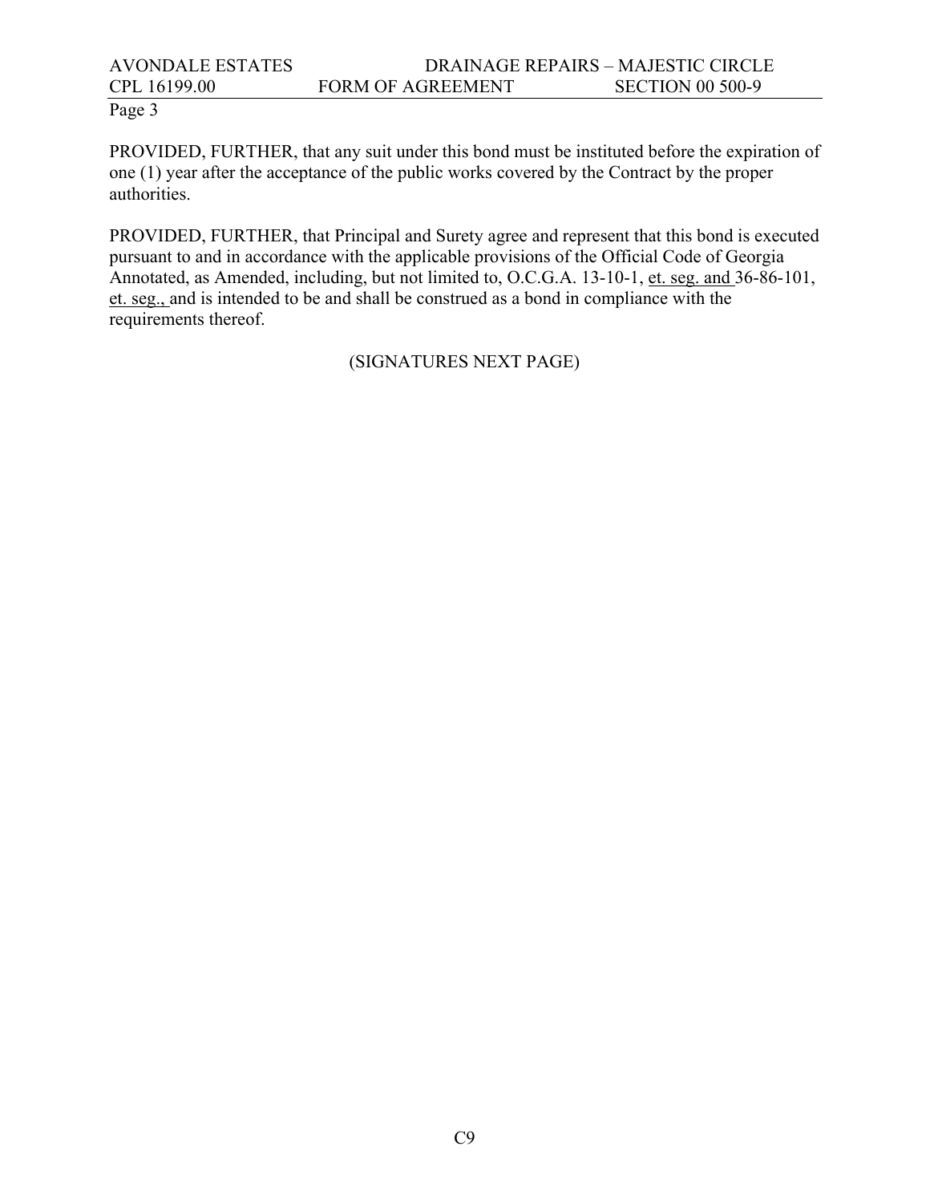PROVIDED, FURTHER, that any suit under this bond must be instituted before the expiration of one (1) year after the acceptance of the public works covered by the Contract by the proper authorities.

PROVIDED, FURTHER, that Principal and Surety agree and represent that this bond is executed pursuant to and in accordance with the applicable provisions of the Official Code of Georgia Annotated, as Amended, including, but not limited to, O.C.G.A. 13-10-1, et. seg. and 36-86-101, et. seg., and is intended to be and shall be construed as a bond in compliance with the requirements thereof.

(SIGNATURES NEXT PAGE)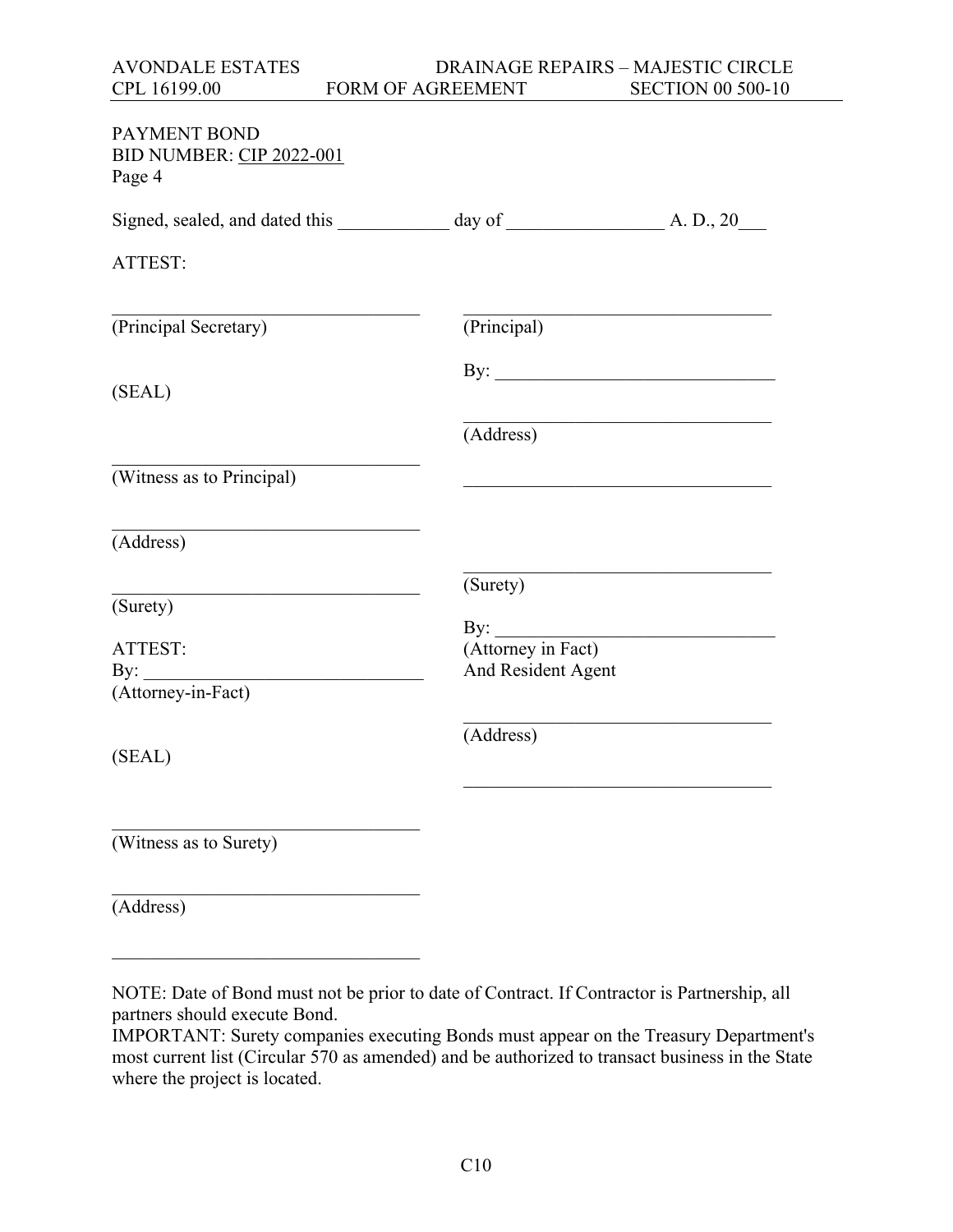PAYMENT BOND
BID NUMBER: CIP 2022-001
Page 4

Signed, sealed, and dated this ____________ day of ________________ A. D., 20___

ATTEST:

| | |
|---|---|
| _______________________________ | _______________________________ |
| (Principal Secretary) | (Principal) |
| | By: ____________________________ |
| (SEAL) | |
| | _______________________________ |
| | (Address) |
| _______________________________ | |
| (Witness as to Principal) | _______________________________ |
| _______________________________ | |
| (Address) | |
| | _______________________________ |
| _______________________________ | (Surety) |
| (Surety) | |
| | By: ____________________________ |
| ATTEST: | (Attorney in Fact) |
| By: ____________________________ | And Resident Agent |
| (Attorney-in-Fact) | |
| | _______________________________ |
| | (Address) |
| (SEAL) | |
| | _______________________________ |
| _______________________________ | |
| (Witness as to Surety) | |
| _______________________________ | |
| (Address) | |
| _______________________________ | |

NOTE: Date of Bond must not be prior to date of Contract. If Contractor is Partnership, all partners should execute Bond.
IMPORTANT: Surety companies executing Bonds must appear on the Treasury Department's most current list (Circular 570 as amended) and be authorized to transact business in the State where the project is located.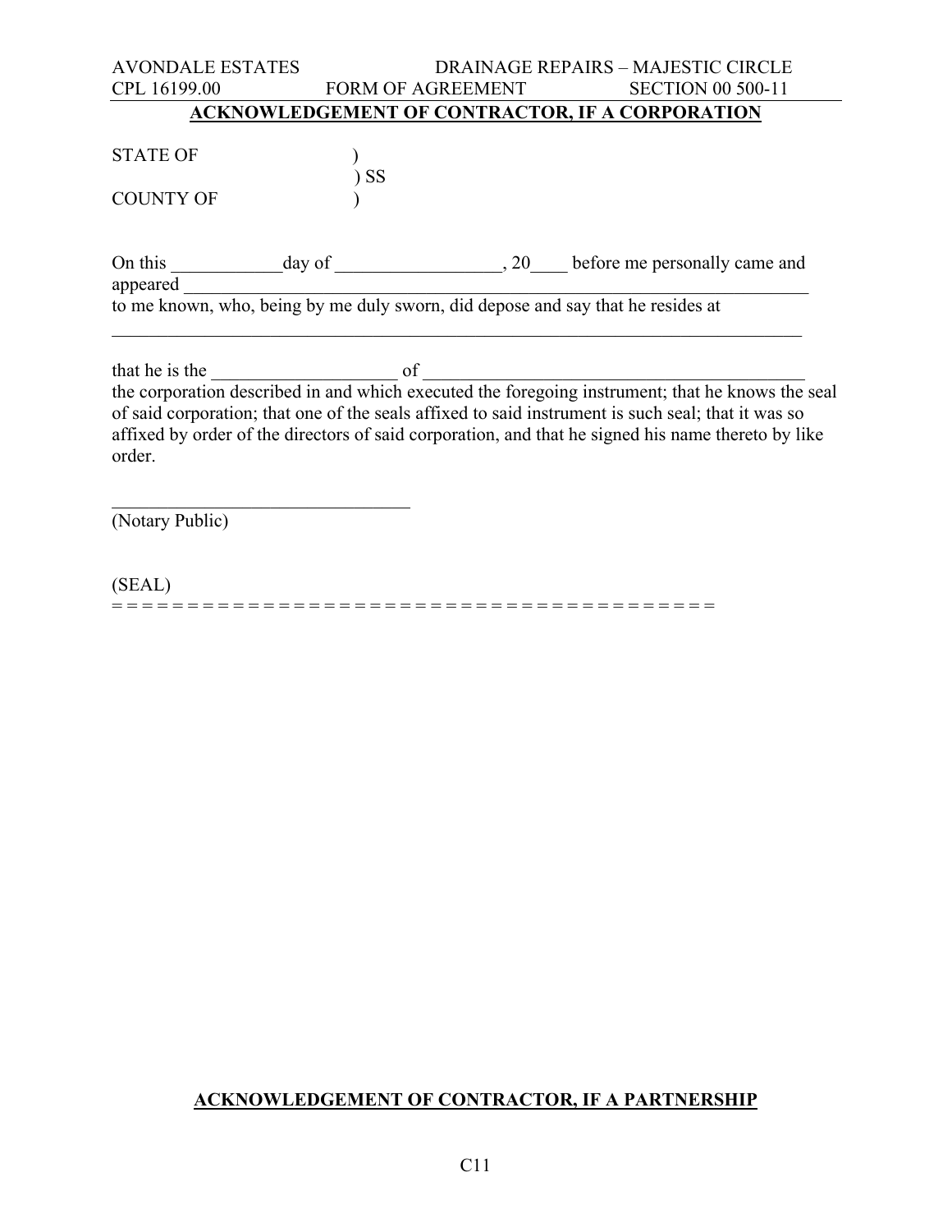## ACKNOWLEDGEMENT OF CONTRACTOR, IF A CORPORATION

STATE OF )
) SS
COUNTY OF )

On this ____________day of __________________, 20____ before me personally came and appeared ______________________________________________________________________
to me known, who, being by me duly sworn, did depose and say that he resides at
_______________________________________________________________________________

that he is the ____________________ of _________________________________________
the corporation described in and which executed the foregoing instrument; that he knows the seal of said corporation; that one of the seals affixed to said instrument is such seal; that it was so affixed by order of the directors of said corporation, and that he signed his name thereto by like order.

________________________________
(Notary Public)

(SEAL)
= = = = = = = = = = = = = = = = = = = = = = = = = = = = = = = = = = = = = = = = = =

## ACKNOWLEDGEMENT OF CONTRACTOR, IF A PARTNERSHIP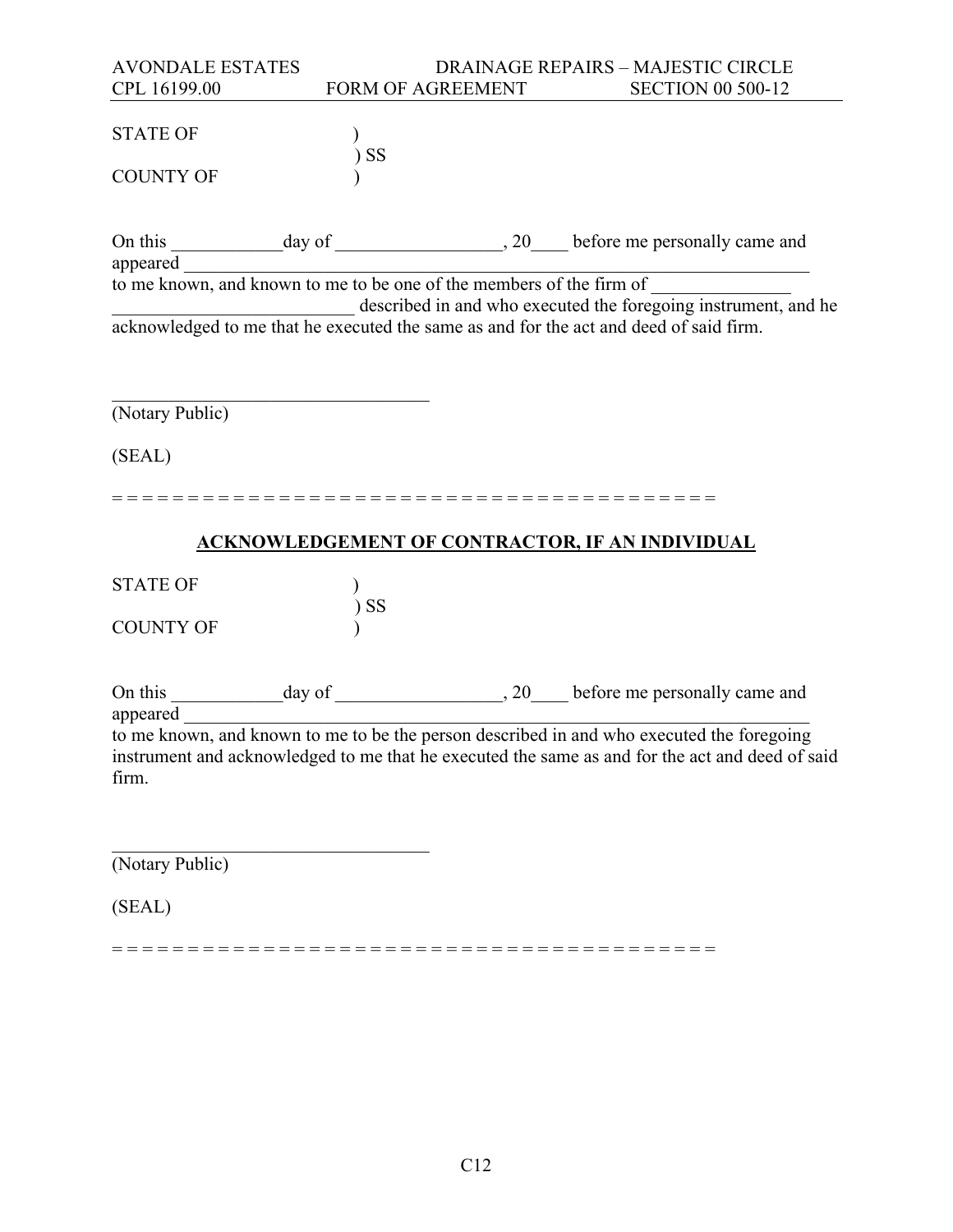STATE OF )
) SS
COUNTY OF )

On this ____________day of __________________, 20____ before me personally came and appeared ___________________________________________________________________
to me known, and known to me to be one of the members of the firm of _______________
__________________________ described in and who executed the foregoing instrument, and he acknowledged to me that he executed the same as and for the act and deed of said firm.

___________________________________
(Notary Public)

(SEAL)

= = = = = = = = = = = = = = = = = = = = = = = = = = = = = = = = = = = = = = = = = = =

## ACKNOWLEDGEMENT OF CONTRACTOR, IF AN INDIVIDUAL

STATE OF )
) SS
COUNTY OF )

On this ____________day of __________________, 20____ before me personally came and appeared ___________________________________________________________________
to me known, and known to me to be the person described in and who executed the foregoing instrument and acknowledged to me that he executed the same as and for the act and deed of said firm.

___________________________________
(Notary Public)

(SEAL)

= = = = = = = = = = = = = = = = = = = = = = = = = = = = = = = = = = = = = = = = = = =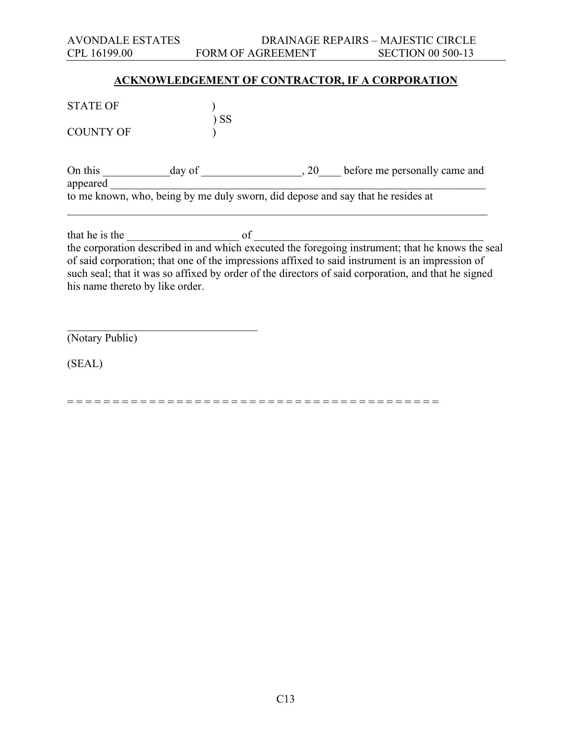## ACKNOWLEDGEMENT OF CONTRACTOR, IF A CORPORATION

STATE OF )
) SS
COUNTY OF )

On this ____________day of __________________, 20____ before me personally came and appeared ______________________________________________________________________
to me known, who, being by me duly sworn, did depose and say that he resides at

________________________________________________________________________________

that he is the ____________________ of _________________________________________
the corporation described in and which executed the foregoing instrument; that he knows the seal of said corporation; that one of the impressions affixed to said instrument is an impression of such seal; that it was so affixed by order of the directors of said corporation, and that he signed his name thereto by like order.

___________________________________
(Notary Public)

(SEAL)

= = = = = = = = = = = = = = = = = = = = = = = = = = = = = = = = = = = = = = = = = =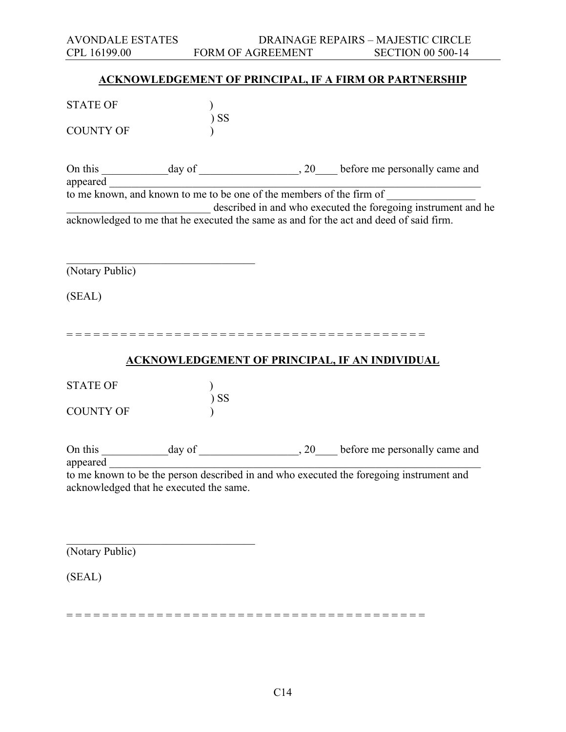## ACKNOWLEDGEMENT OF PRINCIPAL, IF A FIRM OR PARTNERSHIP

STATE OF )
) SS
COUNTY OF )

On this ____________day of __________________, 20____ before me personally came and appeared ___________________________________________________________________ to me known, and known to me to be one of the members of the firm of ________________ __________________________ described in and who executed the foregoing instrument and he acknowledged to me that he executed the same as and for the act and deed of said firm.

___________________________________
(Notary Public)

(SEAL)

= = = = = = = = = = = = = = = = = = = = = = = = = = = = = = = = = = = = = = = = =

## ACKNOWLEDGEMENT OF PRINCIPAL, IF AN INDIVIDUAL

STATE OF )
) SS
COUNTY OF )

On this ____________day of __________________, 20____ before me personally came and appeared ___________________________________________________________________ to me known to be the person described in and who executed the foregoing instrument and acknowledged that he executed the same.

___________________________________
(Notary Public)

(SEAL)

= = = = = = = = = = = = = = = = = = = = = = = = = = = = = = = = = = = = = = = = =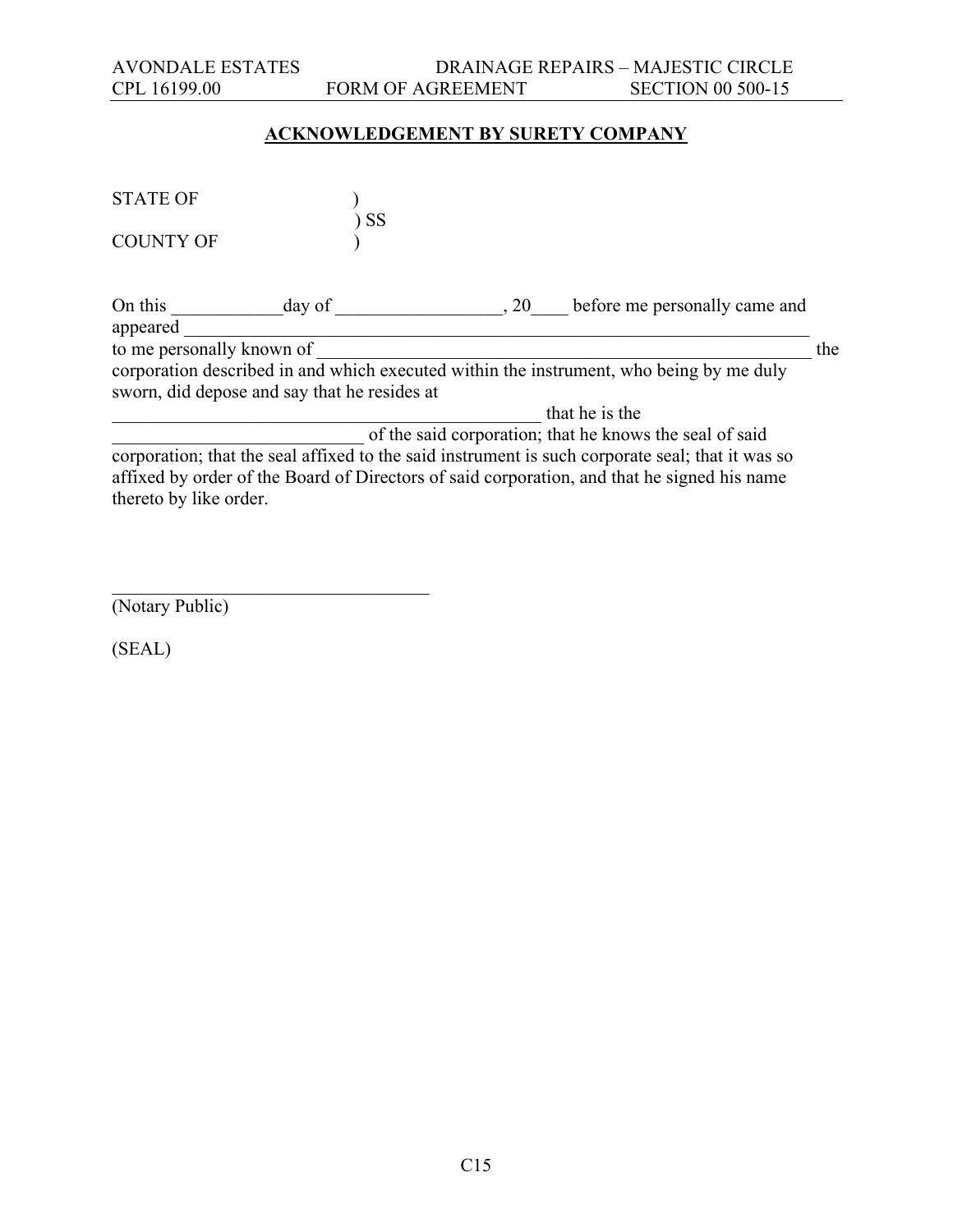## ACKNOWLEDGEMENT BY SURETY COMPANY

STATE OF )
) SS
COUNTY OF )

On this ____________day of __________________, 20____ before me personally came and appeared ________________________________________________________________________ to me personally known of ________________________________________________________ the corporation described in and which executed within the instrument, who being by me duly sworn, did depose and say that he resides at ________________________________________________ that he is the ____________________________ of the said corporation; that he knows the seal of said corporation; that the seal affixed to the said instrument is such corporate seal; that it was so affixed by order of the Board of Directors of said corporation, and that he signed his name thereto by like order.

____________________________________
(Notary Public)

(SEAL)